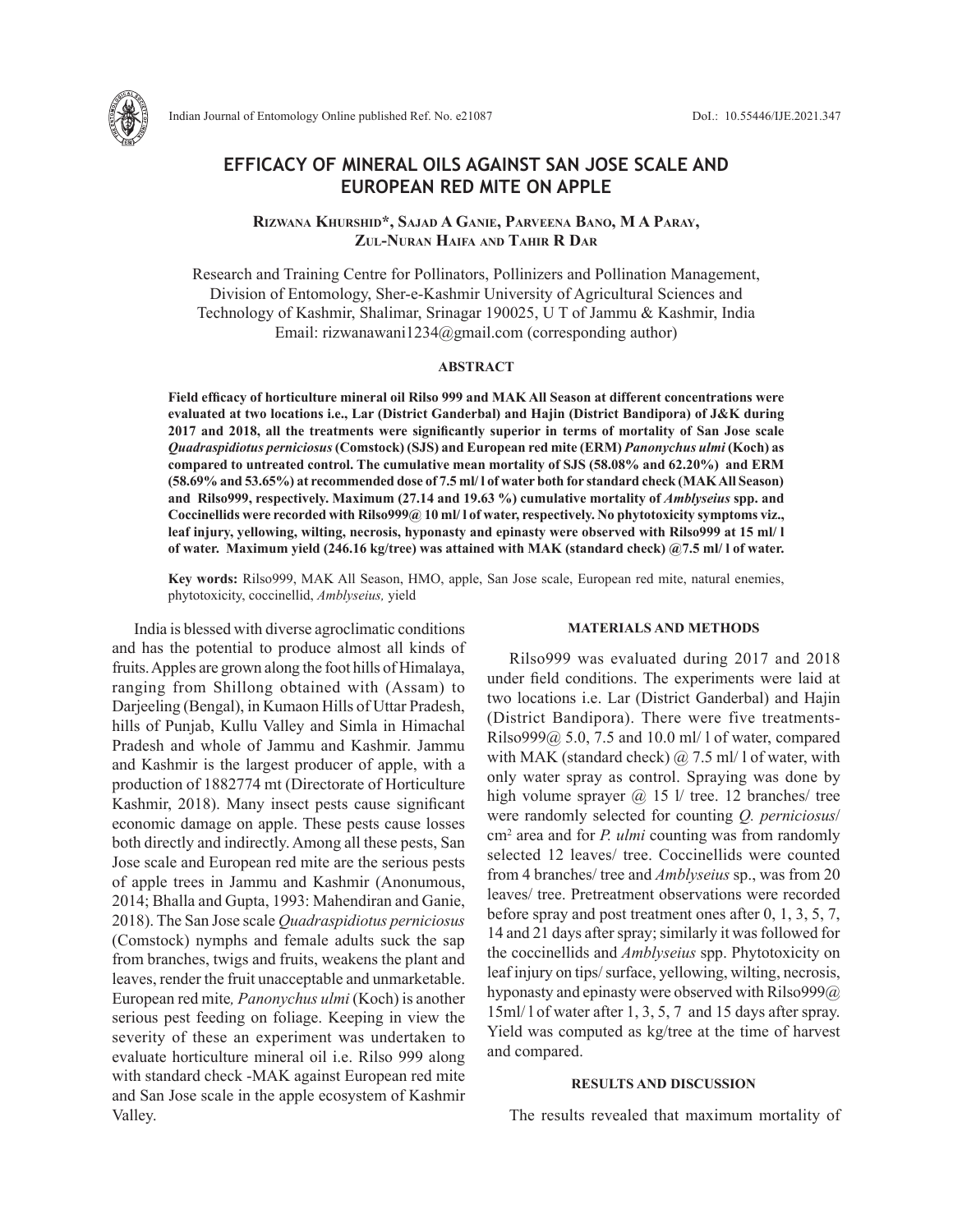# EFFICACY OF MINERAL OILS AGAINST SAN JOSE SCALE AND EUROPEAN RED MITE ON APPLE

**Rizwana Khurshid*, Sajad A Ganie, Parveena Bano, M A Paray, Zul-Nuran Haifa and Tahir R Dar**

Research and Training Centre for Pollinators, Pollinizers and Pollination Management, Division of Entomology, Sher-e-Kashmir University of Agricultural Sciences and Technology of Kashmir, Shalimar, Srinagar 190025, U T of Jammu & Kashmir, India
Email: rizwanawani1234@gmail.com (corresponding author)

## ABSTRACT

**Field efficacy of horticulture mineral oil Rilso 999 and MAK All Season at different concentrations were evaluated at two locations i.e., Lar (District Ganderbal) and Hajin (District Bandipora) of J&K during 2017 and 2018, all the treatments were significantly superior in terms of mortality of San Jose scale *Quadraspidiotus perniciosus* (Comstock) (SJS) and European red mite (ERM) *Panonychus ulmi* (Koch) as compared to untreated control. The cumulative mean mortality of SJS (58.08% and 62.20%) and ERM (58.69% and 53.65%) at recommended dose of 7.5 ml/ l of water both for standard check (MAK All Season) and Rilso999, respectively. Maximum (27.14 and 19.63 %) cumulative mortality of *Amblyseius* spp. and Coccinellids were recorded with Rilso999@ 10 ml/ l of water, respectively. No phytotoxicity symptoms viz., leaf injury, yellowing, wilting, necrosis, hyponasty and epinasty were observed with Rilso999 at 15 ml/ l of water. Maximum yield (246.16 kg/tree) was attained with MAK (standard check) @7.5 ml/ l of water.**

**Key words:** Rilso999, MAK All Season, HMO, apple, San Jose scale, European red mite, natural enemies, phytotoxicity, coccinellid, *Amblyseius,* yield

India is blessed with diverse agroclimatic conditions and has the potential to produce almost all kinds of fruits. Apples are grown along the foot hills of Himalaya, ranging from Shillong obtained with (Assam) to Darjeeling (Bengal), in Kumaon Hills of Uttar Pradesh, hills of Punjab, Kullu Valley and Simla in Himachal Pradesh and whole of Jammu and Kashmir. Jammu and Kashmir is the largest producer of apple, with a production of 1882774 mt (Directorate of Horticulture Kashmir, 2018). Many insect pests cause significant economic damage on apple. These pests cause losses both directly and indirectly. Among all these pests, San Jose scale and European red mite are the serious pests of apple trees in Jammu and Kashmir (Anonumous, 2014; Bhalla and Gupta, 1993: Mahendiran and Ganie, 2018). The San Jose scale *Quadraspidiotus perniciosus* (Comstock) nymphs and female adults suck the sap from branches, twigs and fruits, weakens the plant and leaves, render the fruit unacceptable and unmarketable. European red mite*, Panonychus ulmi* (Koch) is another serious pest feeding on foliage. Keeping in view the severity of these an experiment was undertaken to evaluate horticulture mineral oil i.e. Rilso 999 along with standard check -MAK against European red mite and San Jose scale in the apple ecosystem of Kashmir Valley.

## MATERIALS AND METHODS

Rilso999 was evaluated during 2017 and 2018 under field conditions. The experiments were laid at two locations i.e. Lar (District Ganderbal) and Hajin (District Bandipora). There were five treatments- Rilso999@ 5.0, 7.5 and 10.0 ml/ l of water, compared with MAK (standard check) @ 7.5 ml/ l of water, with only water spray as control. Spraying was done by high volume sprayer @ 15 l/ tree. 12 branches/ tree were randomly selected for counting *Q. perniciosus*/ cm$^2$ area and for *P. ulmi* counting was from randomly selected 12 leaves/ tree. Coccinellids were counted from 4 branches/ tree and *Amblyseius* sp., was from 20 leaves/ tree. Pretreatment observations were recorded before spray and post treatment ones after 0, 1, 3, 5, 7, 14 and 21 days after spray; similarly it was followed for the coccinellids and *Amblyseius* spp. Phytotoxicity on leaf injury on tips/ surface, yellowing, wilting, necrosis, hyponasty and epinasty were observed with Rilso999@ 15ml/ l of water after 1, 3, 5, 7 and 15 days after spray. Yield was computed as kg/tree at the time of harvest and compared.

## RESULTS AND DISCUSSION

The results revealed that maximum mortality of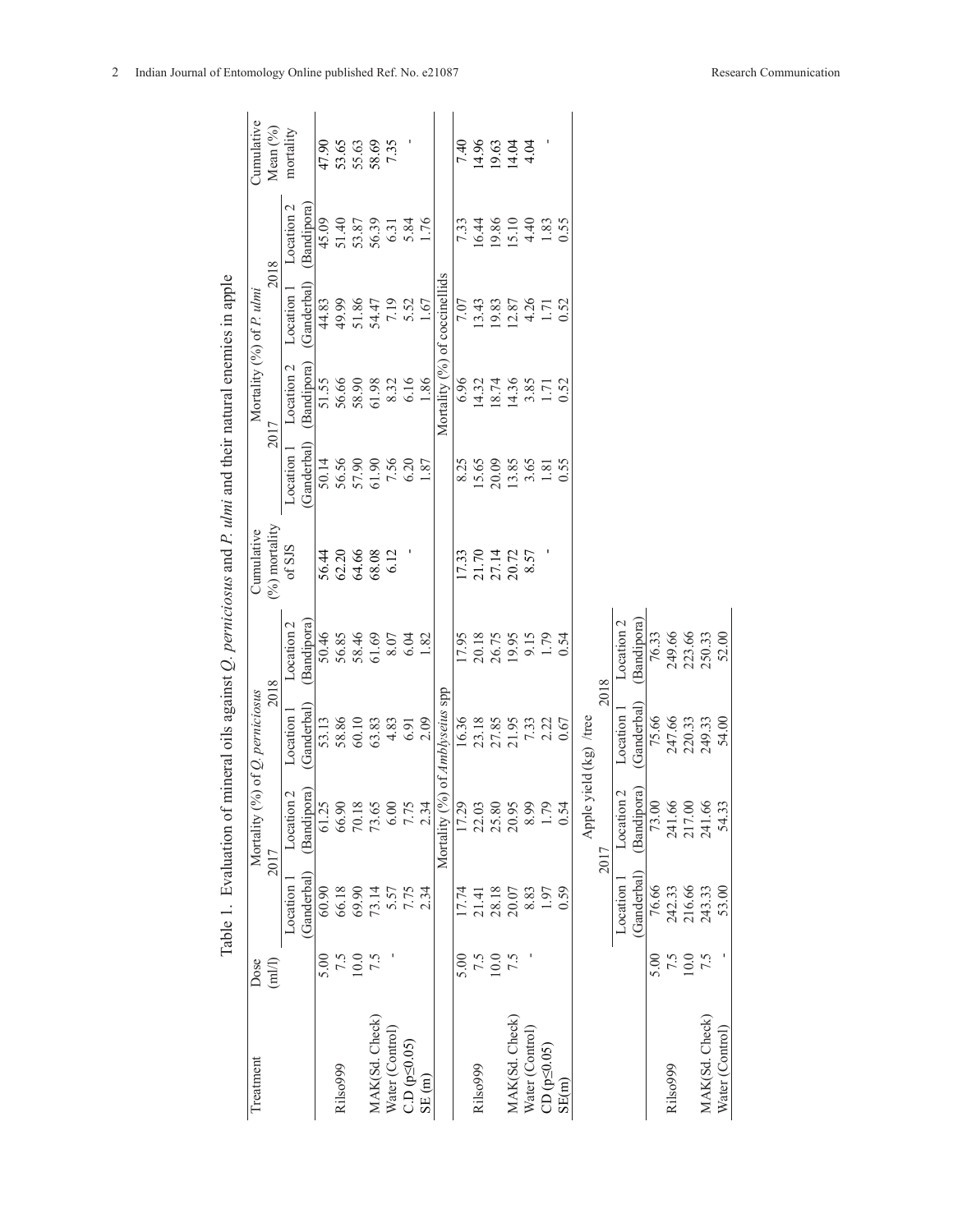Table 1. Evaluation of mineral oils against *Q. perniciosus* and *P. ulmi* and their natural enemies in apple

| Treatment | Dose (ml/l) | Mortality (%) of *Q. perniciosus* 2017 Location 1 (Ganderbal) | 2017 Location 2 (Bandipora) | 2018 Location 1 (Ganderbal) | 2018 Location 2 (Bandipora) | Cumulative (%) mortality of SJS | Mortality (%) of *P. ulmi* 2017 Location 1 (Ganderbal) | 2017 Location 2 (Bandipora) | 2018 Location 1 (Ganderbal) | 2018 Location 2 (Bandipora) | Cumulative Mean (%) mortality |
|---|---|---|---|---|---|---|---|---|---|---|---|
| Rilso999 | 5.00 | 60.90 | 61.25 | 53.13 | 50.46 | 56.44 | 50.14 | 51.55 | 44.83 | 45.09 | 47.90 |
| | 7.5 | 66.18 | 66.90 | 58.86 | 56.85 | 62.20 | 56.56 | 56.66 | 49.99 | 51.40 | 53.65 |
| | 10.0 | 69.90 | 70.18 | 60.10 | 58.46 | 64.66 | 57.90 | 58.90 | 51.86 | 53.87 | 55.63 |
| MAK(Sd. Check) | 7.5 | 73.14 | 73.65 | 63.83 | 61.69 | 68.08 | 61.90 | 61.98 | 54.47 | 56.39 | 58.69 |
| Water (Control) | - | 5.57 | 6.00 | 4.83 | 8.07 | 6.12 | 7.56 | 8.32 | 7.19 | 6.31 | 7.35 |
| C.D (p≤0.05) | | 7.75 | 7.75 | 6.91 | 6.04 | - | 6.20 | 6.16 | 5.52 | 5.84 | - |
| SE (m) | | 2.34 | 2.34 | 2.09 | 1.82 | | 1.87 | 1.86 | 1.67 | 1.76 | |
| | | Mortality (%) of *Amblyseius* spp | | | | | Mortality (%) of coccinellids | | | | |
| Rilso999 | 5.00 | 17.74 | 17.29 | 16.36 | 17.95 | 17.33 | 8.25 | 6.96 | 7.07 | 7.33 | 7.40 |
| | 7.5 | 21.41 | 22.03 | 23.18 | 20.18 | 21.70 | 15.65 | 14.32 | 13.43 | 16.44 | 14.96 |
| | 10.0 | 28.18 | 25.80 | 27.85 | 26.75 | 27.14 | 20.09 | 18.74 | 19.83 | 19.86 | 19.63 |
| MAK(Sd. Check) | 7.5 | 20.07 | 20.95 | 21.95 | 19.95 | 20.72 | 13.85 | 14.36 | 12.87 | 15.10 | 14.04 |
| Water (Control) | - | 8.83 | 8.99 | 7.33 | 9.15 | 8.57 | 3.65 | 3.85 | 4.26 | 4.40 | 4.04 |
| CD (p≤0.05) | | 1.97 | 1.79 | 2.22 | 1.79 | - | 1.81 | 1.71 | 1.71 | 1.83 | - |
| SE(m) | | 0.59 | 0.54 | 0.67 | 0.54 | | 0.55 | 0.52 | 0.52 | 0.55 | |

| Treatment | Dose (ml/l) | Apple yield (kg) /tree 2017 Location 1 (Ganderbal) | 2017 Location 2 (Bandipora) | 2018 Location 1 (Ganderbal) | 2018 Location 2 (Bandipora) |
|---|---|---|---|---|---|
| Rilso999 | 5.00 | 76.66 | 73.00 | 75.66 | 76.33 |
| | 7.5 | 242.33 | 241.66 | 247.66 | 249.66 |
| | 10.0 | 216.66 | 217.00 | 220.33 | 223.66 |
| MAK(Sd. Check) | 7.5 | 243.33 | 241.66 | 249.33 | 250.33 |
| Water (Control) | - | 53.00 | 54.33 | 54.00 | 52.00 |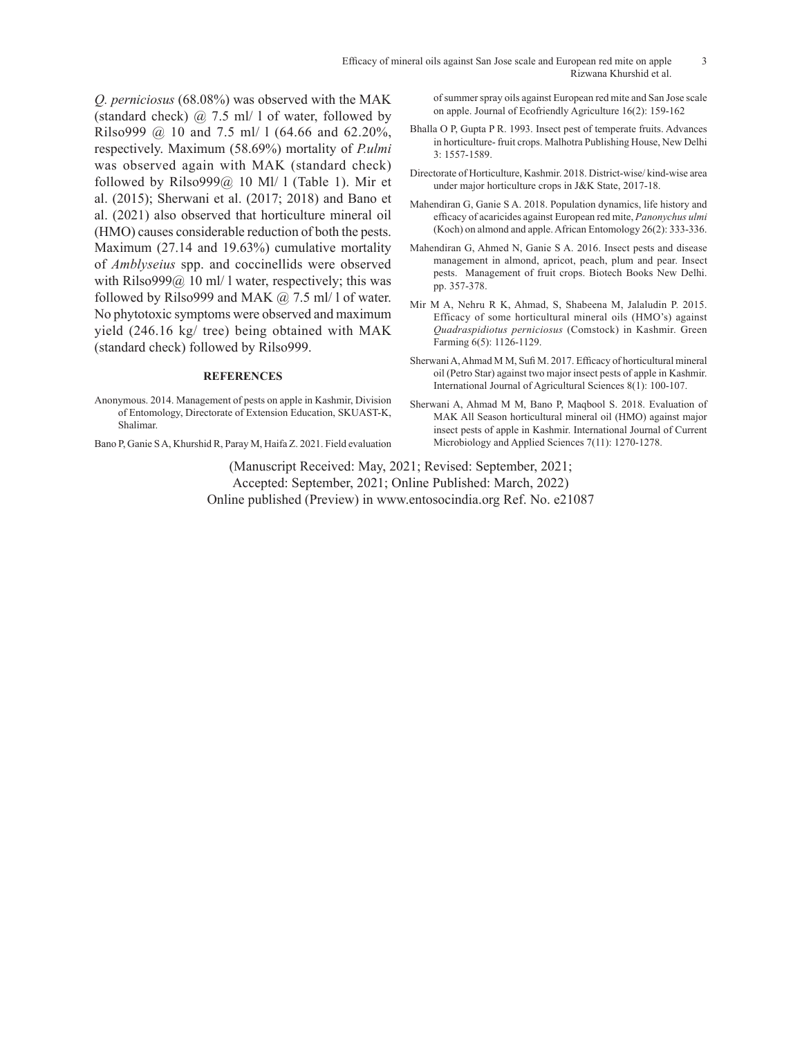*Q. perniciosus* (68.08%) was observed with the MAK (standard check) @ 7.5 ml/ l of water, followed by Rilso999 @ 10 and 7.5 ml/ l (64.66 and 62.20%, respectively. Maximum (58.69%) mortality of *P.ulmi* was observed again with MAK (standard check) followed by Rilso999@ 10 Ml/ l (Table 1). Mir et al. (2015); Sherwani et al. (2017; 2018) and Bano et al. (2021) also observed that horticulture mineral oil (HMO) causes considerable reduction of both the pests. Maximum (27.14 and 19.63%) cumulative mortality of *Amblyseius* spp. and coccinellids were observed with Rilso999@ 10 ml/ l water, respectively; this was followed by Rilso999 and MAK @ 7.5 ml/ l of water. No phytotoxic symptoms were observed and maximum yield (246.16 kg/ tree) being obtained with MAK (standard check) followed by Rilso999.

## REFERENCES

Anonymous. 2014. Management of pests on apple in Kashmir, Division of Entomology, Directorate of Extension Education, SKUAST-K, Shalimar.

Bano P, Ganie S A, Khurshid R, Paray M, Haifa Z. 2021. Field evaluation of summer spray oils against European red mite and San Jose scale on apple. Journal of Ecofriendly Agriculture 16(2): 159-162

Bhalla O P, Gupta P R. 1993. Insect pest of temperate fruits. Advances in horticulture- fruit crops. Malhotra Publishing House, New Delhi 3: 1557-1589.

Directorate of Horticulture, Kashmir. 2018. District-wise/ kind-wise area under major horticulture crops in J&K State, 2017-18.

Mahendiran G, Ganie S A. 2018. Population dynamics, life history and efficacy of acaricides against European red mite, *Panonychus ulmi* (Koch) on almond and apple. African Entomology 26(2): 333-336.

Mahendiran G, Ahmed N, Ganie S A. 2016. Insect pests and disease management in almond, apricot, peach, plum and pear. Insect pests. Management of fruit crops. Biotech Books New Delhi. pp. 357-378.

Mir M A, Nehru R K, Ahmad, S, Shabeena M, Jalaludin P. 2015. Efficacy of some horticultural mineral oils (HMO's) against *Quadraspidiotus perniciosus* (Comstock) in Kashmir. Green Farming 6(5): 1126-1129.

Sherwani A, Ahmad M M, Sufi M. 2017. Efficacy of horticultural mineral oil (Petro Star) against two major insect pests of apple in Kashmir. International Journal of Agricultural Sciences 8(1): 100-107.

Sherwani A, Ahmad M M, Bano P, Maqbool S. 2018. Evaluation of MAK All Season horticultural mineral oil (HMO) against major insect pests of apple in Kashmir. International Journal of Current Microbiology and Applied Sciences 7(11): 1270-1278.

(Manuscript Received: May, 2021; Revised: September, 2021; Accepted: September, 2021; Online Published: March, 2022)
Online published (Preview) in www.entosocindia.org Ref. No. e21087